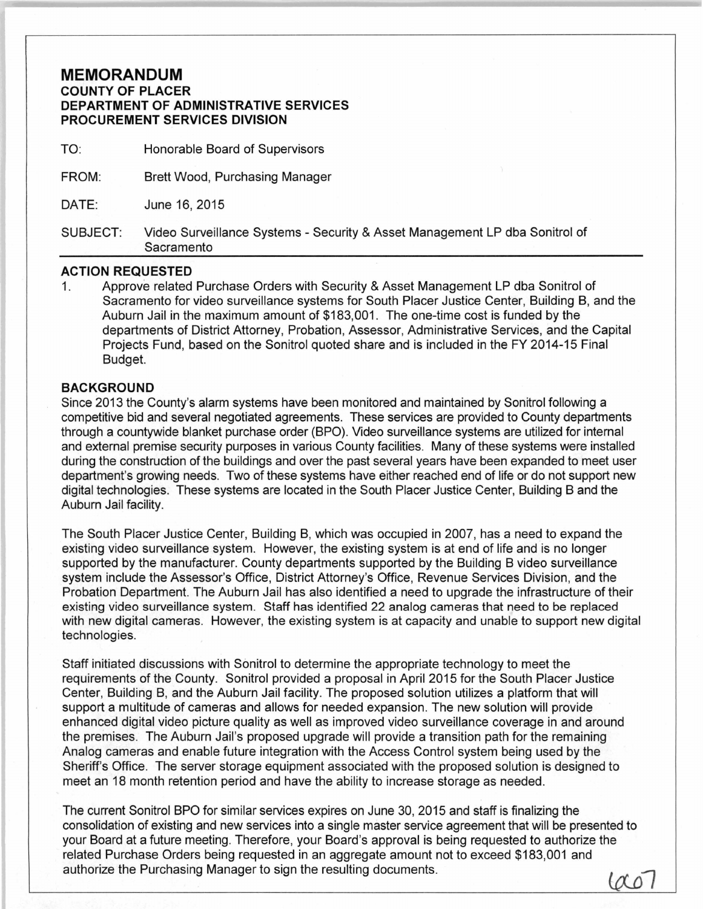# MEMORANDUM

**COUNTY OF PLACER**
**DEPARTMENT OF ADMINISTRATIVE SERVICES**
**PROCUREMENT SERVICES DIVISION**

TO: Honorable Board of Supervisors

FROM: Brett Wood, Purchasing Manager

DATE: June 16, 2015

SUBJECT: Video Surveillance Systems - Security & Asset Management LP dba Sonitrol of Sacramento

## ACTION REQUESTED

1. Approve related Purchase Orders with Security & Asset Management LP dba Sonitrol of Sacramento for video surveillance systems for South Placer Justice Center, Building B, and the Auburn Jail in the maximum amount of $183,001. The one-time cost is funded by the departments of District Attorney, Probation, Assessor, Administrative Services, and the Capital Projects Fund, based on the Sonitrol quoted share and is included in the FY 2014-15 Final Budget.

## BACKGROUND

Since 2013 the County's alarm systems have been monitored and maintained by Sonitrol following a competitive bid and several negotiated agreements. These services are provided to County departments through a countywide blanket purchase order (BPO). Video surveillance systems are utilized for internal and external premise security purposes in various County facilities. Many of these systems were installed during the construction of the buildings and over the past several years have been expanded to meet user department's growing needs. Two of these systems have either reached end of life or do not support new digital technologies. These systems are located in the South Placer Justice Center, Building B and the Auburn Jail facility.

The South Placer Justice Center, Building B, which was occupied in 2007, has a need to expand the existing video surveillance system. However, the existing system is at end of life and is no longer supported by the manufacturer. County departments supported by the Building B video surveillance system include the Assessor's Office, District Attorney's Office, Revenue Services Division, and the Probation Department. The Auburn Jail has also identified a need to upgrade the infrastructure of their existing video surveillance system. Staff has identified 22 analog cameras that need to be replaced with new digital cameras. However, the existing system is at capacity and unable to support new digital technologies.

Staff initiated discussions with Sonitrol to determine the appropriate technology to meet the requirements of the County. Sonitrol provided a proposal in April 2015 for the South Placer Justice Center, Building B, and the Auburn Jail facility. The proposed solution utilizes a platform that will support a multitude of cameras and allows for needed expansion. The new solution will provide enhanced digital video picture quality as well as improved video surveillance coverage in and around the premises. The Auburn Jail's proposed upgrade will provide a transition path for the remaining Analog cameras and enable future integration with the Access Control system being used by the Sheriff's Office. The server storage equipment associated with the proposed solution is designed to meet an 18 month retention period and have the ability to increase storage as needed.

The current Sonitrol BPO for similar services expires on June 30, 2015 and staff is finalizing the consolidation of existing and new services into a single master service agreement that will be presented to your Board at a future meeting. Therefore, your Board's approval is being requested to authorize the related Purchase Orders being requested in an aggregate amount not to exceed $183,001 and authorize the Purchasing Manager to sign the resulting documents.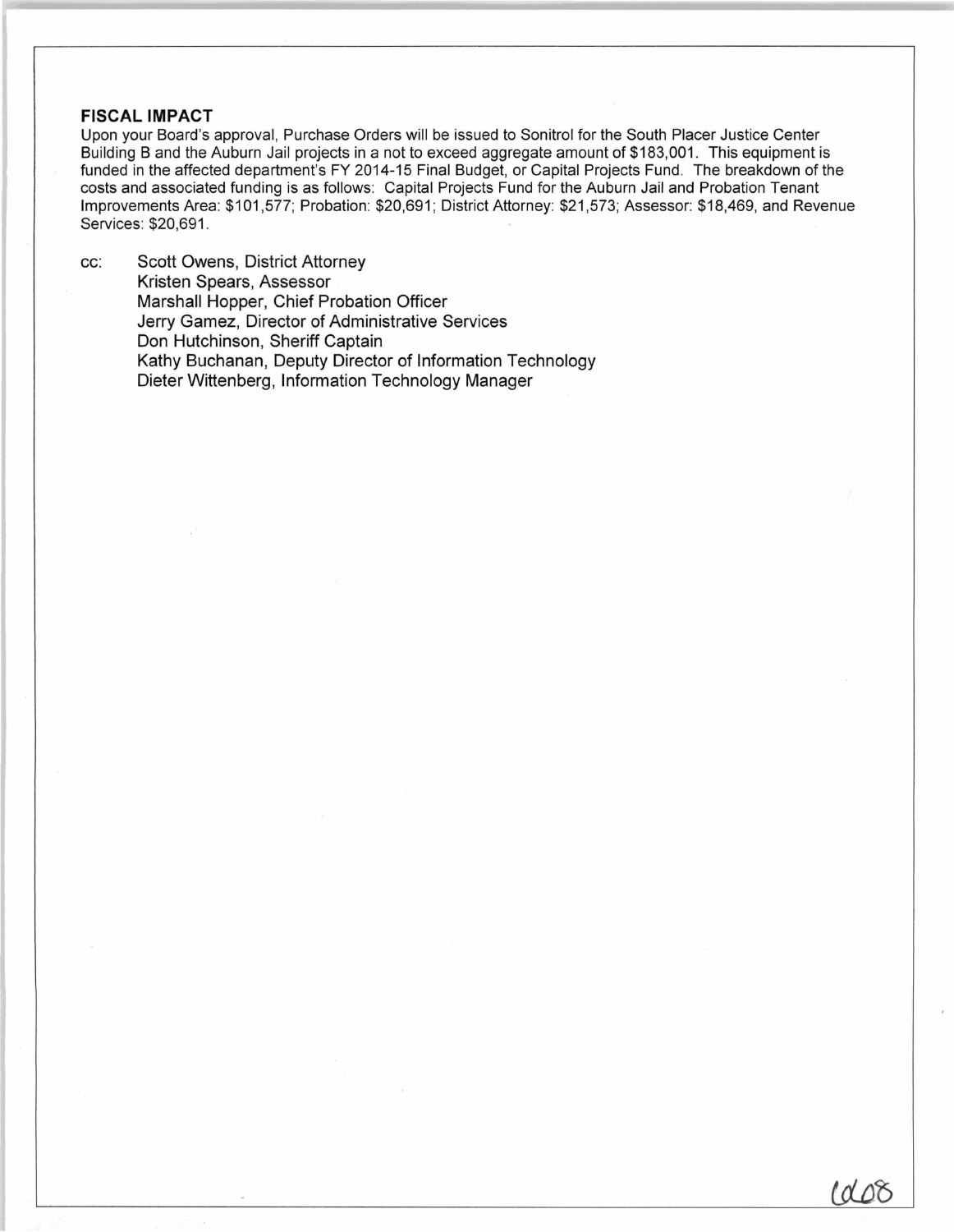## FISCAL IMPACT

Upon your Board's approval, Purchase Orders will be issued to Sonitrol for the South Placer Justice Center Building B and the Auburn Jail projects in a not to exceed aggregate amount of $183,001. This equipment is funded in the affected department's FY 2014-15 Final Budget, or Capital Projects Fund. The breakdown of the costs and associated funding is as follows: Capital Projects Fund for the Auburn Jail and Probation Tenant Improvements Area: $101,577; Probation: $20,691; District Attorney: $21,573; Assessor: $18,469, and Revenue Services: $20,691.

cc: Scott Owens, District Attorney
Kristen Spears, Assessor
Marshall Hopper, Chief Probation Officer
Jerry Gamez, Director of Administrative Services
Don Hutchinson, Sheriff Captain
Kathy Buchanan, Deputy Director of Information Technology
Dieter Wittenberg, Information Technology Manager